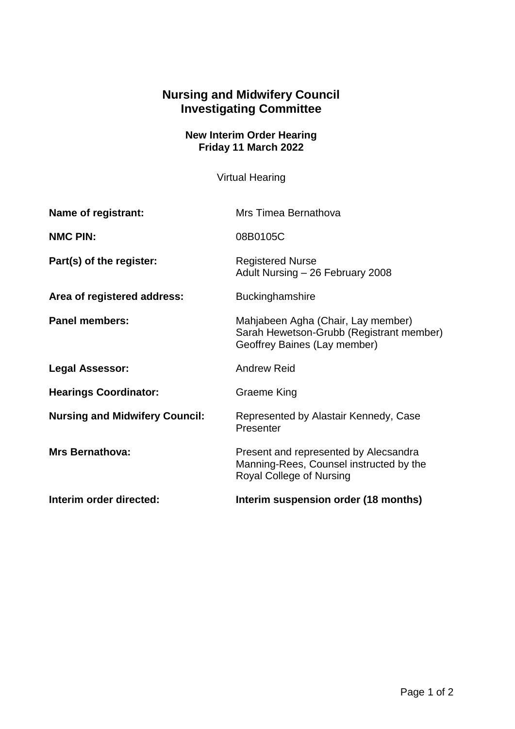# Nursing and Midwifery Council
# Investigating Committee

### New Interim Order Hearing
### Friday 11 March 2022

Virtual Hearing

| | |
|---|---|
| **Name of registrant:** | Mrs Timea Bernathova |
| **NMC PIN:** | 08B0105C |
| **Part(s) of the register:** | Registered Nurse<br>Adult Nursing – 26 February 2008 |
| **Area of registered address:** | Buckinghamshire |
| **Panel members:** | Mahjabeen Agha (Chair, Lay member)<br>Sarah Hewetson-Grubb (Registrant member)<br>Geoffrey Baines (Lay member) |
| **Legal Assessor:** | Andrew Reid |
| **Hearings Coordinator:** | Graeme King |
| **Nursing and Midwifery Council:** | Represented by Alastair Kennedy, Case Presenter |
| **Mrs Bernathova:** | Present and represented by Alecsandra Manning-Rees, Counsel instructed by the Royal College of Nursing |
| **Interim order directed:** | **Interim suspension order (18 months)** |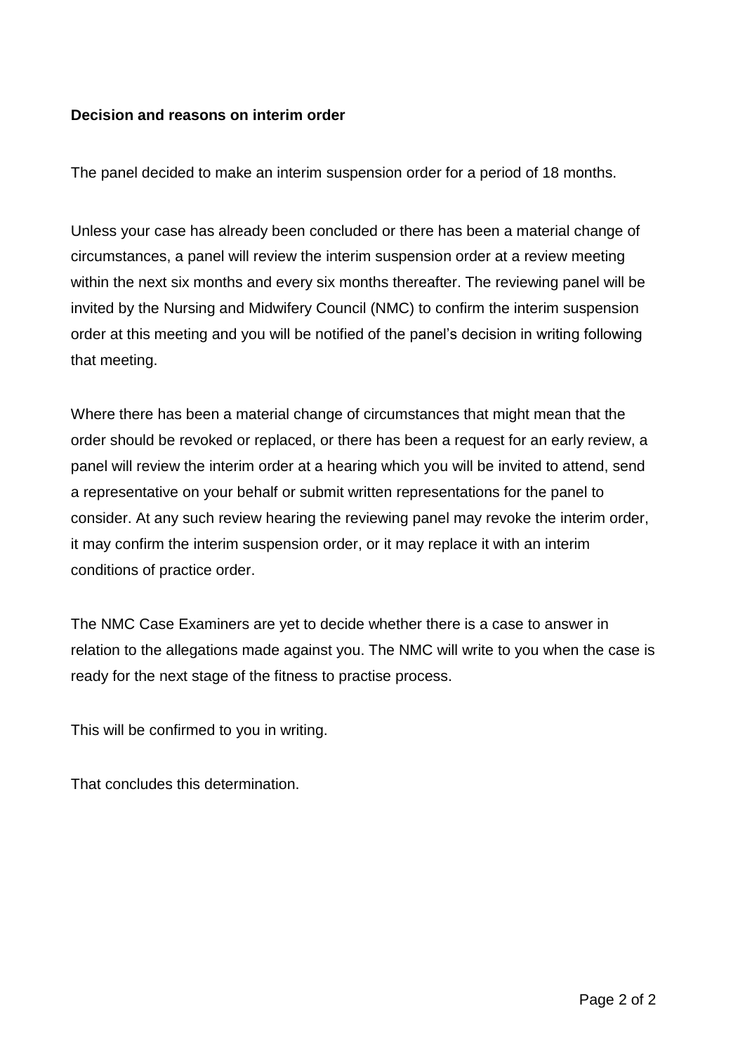**Decision and reasons on interim order**

The panel decided to make an interim suspension order for a period of 18 months.

Unless your case has already been concluded or there has been a material change of circumstances, a panel will review the interim suspension order at a review meeting within the next six months and every six months thereafter. The reviewing panel will be invited by the Nursing and Midwifery Council (NMC) to confirm the interim suspension order at this meeting and you will be notified of the panel's decision in writing following that meeting.

Where there has been a material change of circumstances that might mean that the order should be revoked or replaced, or there has been a request for an early review, a panel will review the interim order at a hearing which you will be invited to attend, send a representative on your behalf or submit written representations for the panel to consider. At any such review hearing the reviewing panel may revoke the interim order, it may confirm the interim suspension order, or it may replace it with an interim conditions of practice order.

The NMC Case Examiners are yet to decide whether there is a case to answer in relation to the allegations made against you. The NMC will write to you when the case is ready for the next stage of the fitness to practise process.

This will be confirmed to you in writing.

That concludes this determination.